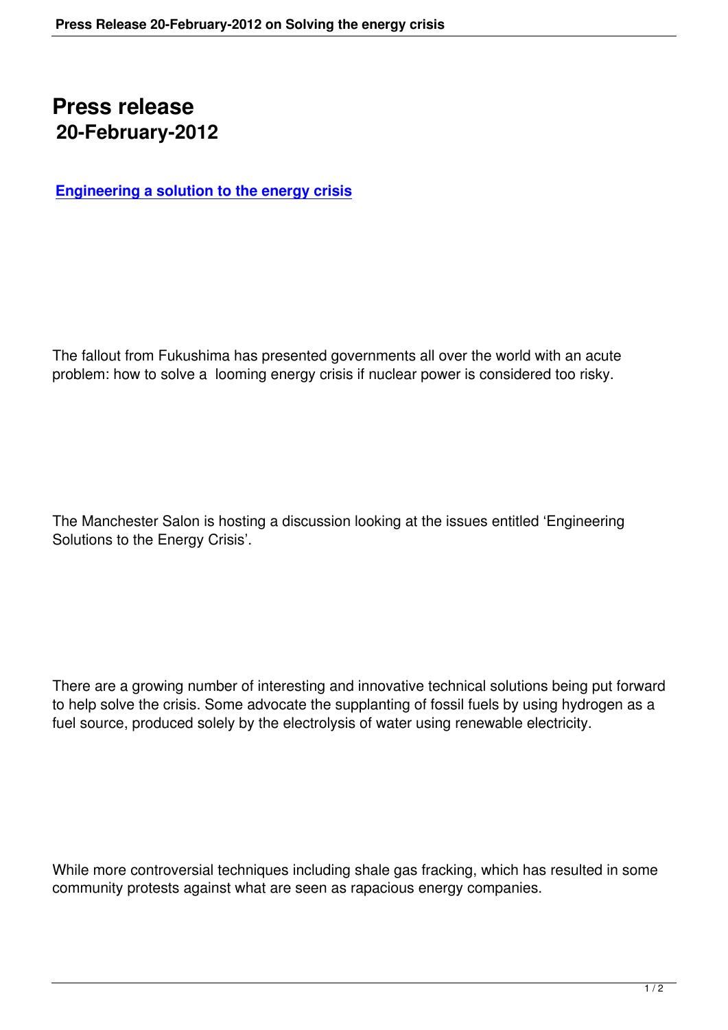# Press release
## 20-February-2012

**Engineering a solution to the energy crisis**

The fallout from Fukushima has presented governments all over the world with an acute problem: how to solve a looming energy crisis if nuclear power is considered too risky.

The Manchester Salon is hosting a discussion looking at the issues entitled 'Engineering Solutions to the Energy Crisis'.

There are a growing number of interesting and innovative technical solutions being put forward to help solve the crisis. Some advocate the supplanting of fossil fuels by using hydrogen as a fuel source, produced solely by the electrolysis of water using renewable electricity.

While more controversial techniques including shale gas fracking, which has resulted in some community protests against what are seen as rapacious energy companies.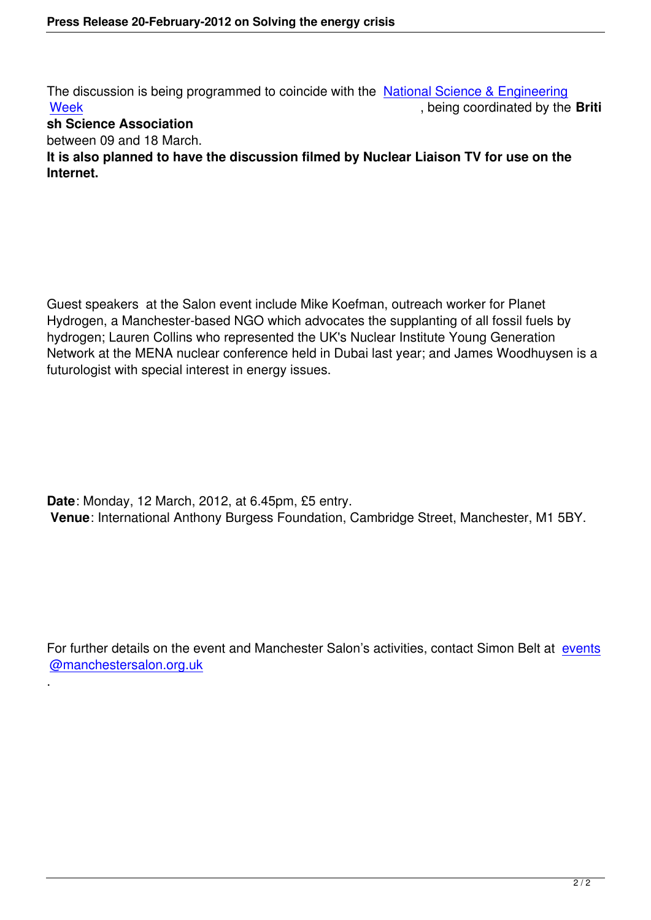The discussion is being programmed to coincide with the National Science & Engineering Week, being coordinated by the **British Science Association** between 09 and 18 March.

**It is also planned to have the discussion filmed by Nuclear Liaison TV for use on the Internet.**

Guest speakers at the Salon event include Mike Koefman, outreach worker for Planet Hydrogen, a Manchester-based NGO which advocates the supplanting of all fossil fuels by hydrogen; Lauren Collins who represented the UK's Nuclear Institute Young Generation Network at the MENA nuclear conference held in Dubai last year; and James Woodhuysen is a futurologist with special interest in energy issues.

**Date**: Monday, 12 March, 2012, at 6.45pm, £5 entry.

**Venue**: International Anthony Burgess Foundation, Cambridge Street, Manchester, M1 5BY.

For further details on the event and Manchester Salon's activities, contact Simon Belt at events@manchestersalon.org.uk

.